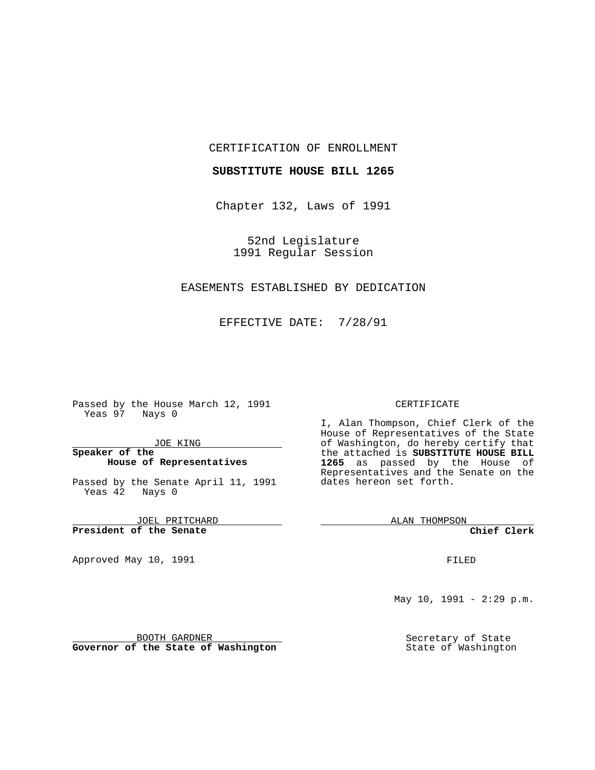CERTIFICATION OF ENROLLMENT

**SUBSTITUTE HOUSE BILL 1265**

Chapter 132, Laws of 1991

52nd Legislature
1991 Regular Session

EASEMENTS ESTABLISHED BY DEDICATION

EFFECTIVE DATE: 7/28/91

Passed by the House March 12, 1991
Yeas 97 Nays 0

JOE KING
**Speaker of the House of Representatives**

Passed by the Senate April 11, 1991
Yeas 42 Nays 0

JOEL PRITCHARD
**President of the Senate**

Approved May 10, 1991

BOOTH GARDNER
**Governor of the State of Washington**

CERTIFICATE

I, Alan Thompson, Chief Clerk of the House of Representatives of the State of Washington, do hereby certify that the attached is **SUBSTITUTE HOUSE BILL 1265** as passed by the House of Representatives and the Senate on the dates hereon set forth.

ALAN THOMPSON
**Chief Clerk**

FILED

May 10, 1991 - 2:29 p.m.

Secretary of State
State of Washington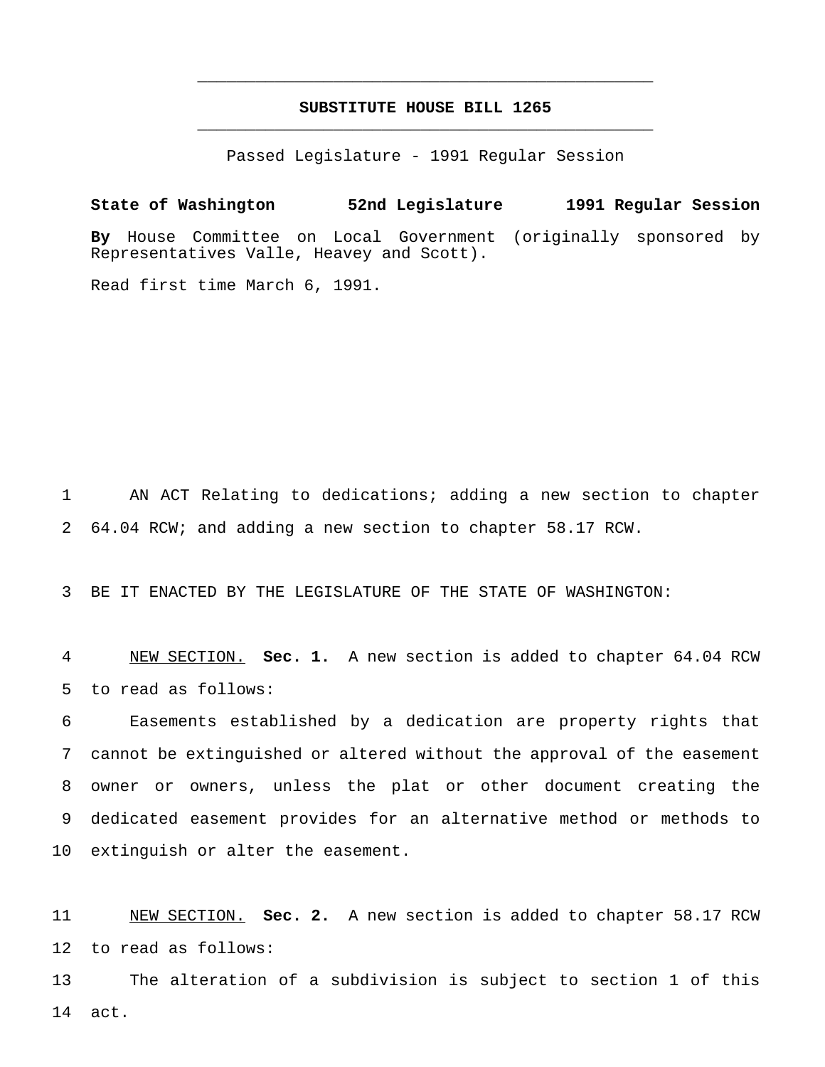# SUBSTITUTE HOUSE BILL 1265

Passed Legislature - 1991 Regular Session

**State of Washington 52nd Legislature 1991 Regular Session**

**By** House Committee on Local Government (originally sponsored by Representatives Valle, Heavey and Scott).

Read first time March 6, 1991.

AN ACT Relating to dedications; adding a new section to chapter 64.04 RCW; and adding a new section to chapter 58.17 RCW.

BE IT ENACTED BY THE LEGISLATURE OF THE STATE OF WASHINGTON:

NEW SECTION. **Sec. 1.** A new section is added to chapter 64.04 RCW to read as follows:

Easements established by a dedication are property rights that cannot be extinguished or altered without the approval of the easement owner or owners, unless the plat or other document creating the dedicated easement provides for an alternative method or methods to extinguish or alter the easement.

NEW SECTION. **Sec. 2.** A new section is added to chapter 58.17 RCW to read as follows:

The alteration of a subdivision is subject to section 1 of this act.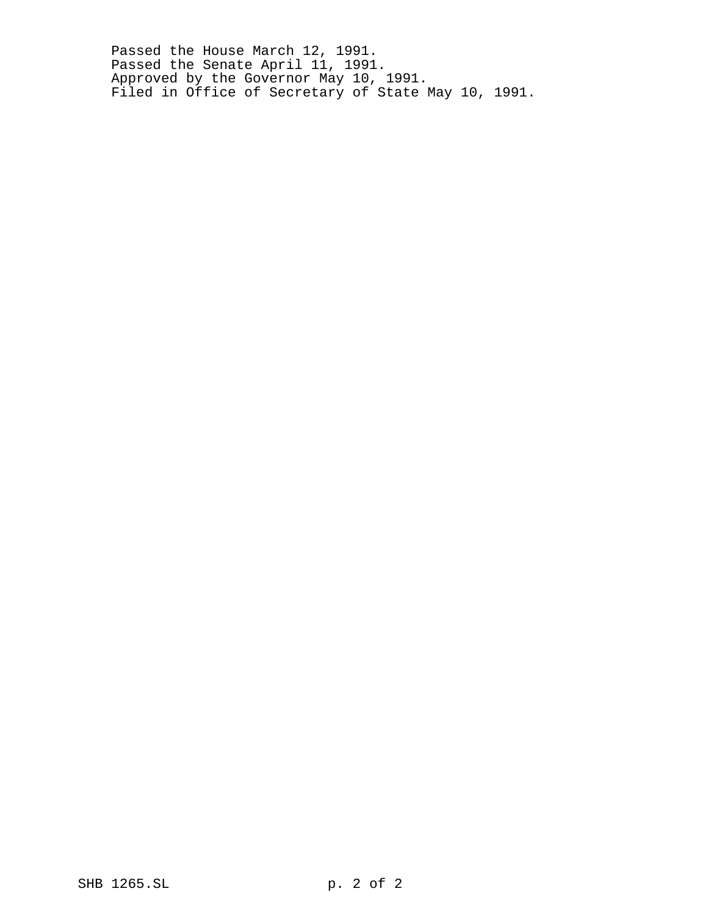Passed the House March 12, 1991.
Passed the Senate April 11, 1991.
Approved by the Governor May 10, 1991.
Filed in Office of Secretary of State May 10, 1991.